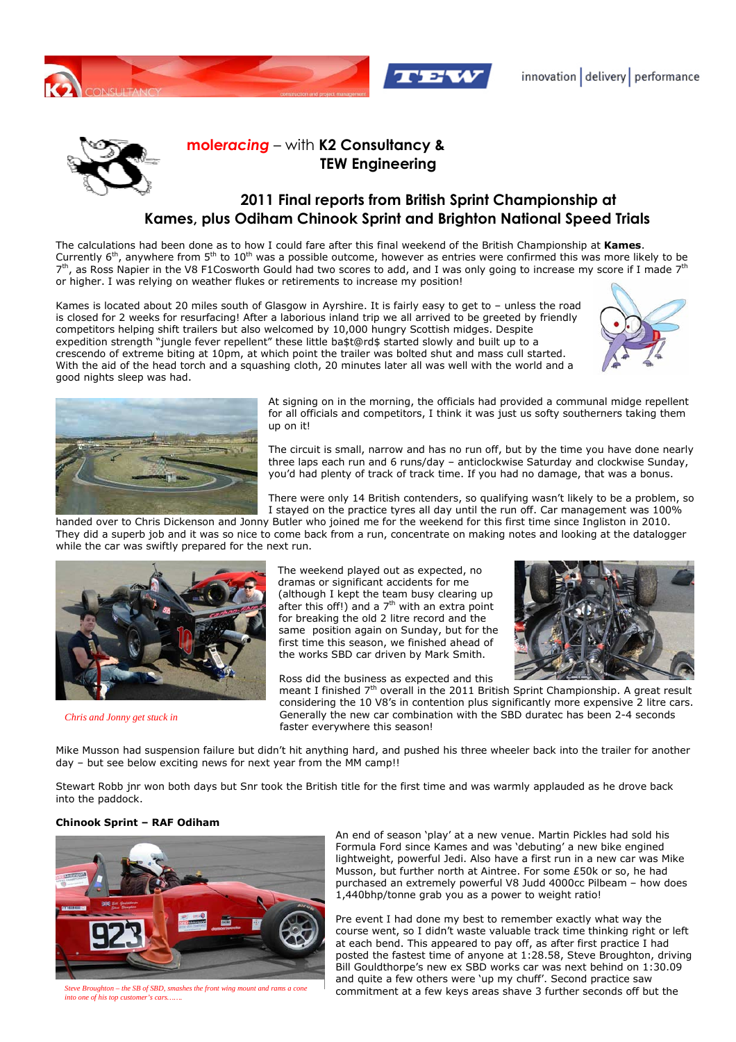# *moleracing* – with K2 Consultancy & TEW Engineering

## 2011 Final reports from British Sprint Championship at Kames, plus Odiham Chinook Sprint and Brighton National Speed Trials

The calculations had been done as to how I could fare after this final weekend of the British Championship at **Kames**. Currently 6th, anywhere from 5th to 10th was a possible outcome, however as entries were confirmed this was more likely to be 7th, as Ross Napier in the V8 F1Cosworth Gould had two scores to add, and I was only going to increase my score if I made 7th or higher. I was relying on weather flukes or retirements to increase my position!

Kames is located about 20 miles south of Glasgow in Ayrshire. It is fairly easy to get to – unless the road is closed for 2 weeks for resurfacing! After a laborious inland trip we all arrived to be greeted by friendly competitors helping shift trailers but also welcomed by 10,000 hungry Scottish midges. Despite expedition strength "jungle fever repellent" these little ba$t@rd$ started slowly and built up to a crescendo of extreme biting at 10pm, at which point the trailer was bolted shut and mass cull started. With the aid of the head torch and a squashing cloth, 20 minutes later all was well with the world and a good nights sleep was had.

At signing on in the morning, the officials had provided a communal midge repellent for all officials and competitors, I think it was just us softy southerners taking them up on it!

The circuit is small, narrow and has no run off, but by the time you have done nearly three laps each run and 6 runs/day – anticlockwise Saturday and clockwise Sunday, you'd had plenty of track of track time. If you had no damage, that was a bonus.

There were only 14 British contenders, so qualifying wasn't likely to be a problem, so I stayed on the practice tyres all day until the run off. Car management was 100% handed over to Chris Dickenson and Jonny Butler who joined me for the weekend for this first time since Ingliston in 2010. They did a superb job and it was so nice to come back from a run, concentrate on making notes and looking at the datalogger while the car was swiftly prepared for the next run.

*Chris and Jonny get stuck in*

The weekend played out as expected, no dramas or significant accidents for me (although I kept the team busy clearing up after this off!) and a 7th with an extra point for breaking the old 2 litre record and the same position again on Sunday, but for the first time this season, we finished ahead of the works SBD car driven by Mark Smith.

Ross did the business as expected and this meant I finished 7th overall in the 2011 British Sprint Championship. A great result considering the 10 V8's in contention plus significantly more expensive 2 litre cars. Generally the new car combination with the SBD duratec has been 2-4 seconds faster everywhere this season!

Mike Musson had suspension failure but didn't hit anything hard, and pushed his three wheeler back into the trailer for another day – but see below exciting news for next year from the MM camp!!

Stewart Robb jnr won both days but Snr took the British title for the first time and was warmly applauded as he drove back into the paddock.

### Chinook Sprint – RAF Odiham

*Steve Broughton – the SB of SBD, smashes the front wing mount and rams a cone into one of his top customer's cars……*

An end of season 'play' at a new venue. Martin Pickles had sold his Formula Ford since Kames and was 'debuting' a new bike engined lightweight, powerful Jedi. Also have a first run in a new car was Mike Musson, but further north at Aintree. For some £50k or so, he had purchased an extremely powerful V8 Judd 4000cc Pilbeam – how does 1,440bhp/tonne grab you as a power to weight ratio!

Pre event I had done my best to remember exactly what way the course went, so I didn't waste valuable track time thinking right or left at each bend. This appeared to pay off, as after first practice I had posted the fastest time of anyone at 1:28.58, Steve Broughton, driving Bill Gouldthorpe's new ex SBD works car was next behind on 1:30.09 and quite a few others were 'up my chuff'. Second practice saw commitment at a few keys areas shave 3 further seconds off but the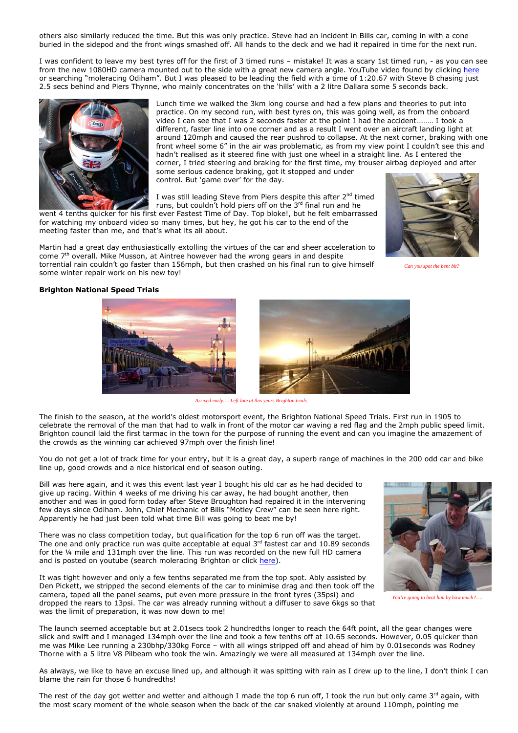others also similarly reduced the time. But this was only practice. Steve had an incident in Bills car, coming in with a cone buried in the sidepod and the front wings smashed off. All hands to the deck and we had it repaired in time for the next run.

I was confident to leave my best tyres off for the first of 3 timed runs – mistake! It was a scary 1st timed run, - as you can see from the new 1080HD camera mounted out to the side with a great new camera angle. YouTube video found by clicking here or searching "moleracing Odiham". But I was pleased to be leading the field with a time of 1:20.67 with Steve B chasing just 2.5 secs behind and Piers Thynne, who mainly concentrates on the 'hills' with a 2 litre Dallara some 5 seconds back.

Lunch time we walked the 3km long course and had a few plans and theories to put into practice. On my second run, with best tyres on, this was going well, as from the onboard video I can see that I was 2 seconds faster at the point I had the accident……… I took a different, faster line into one corner and as a result I went over an aircraft landing light at around 120mph and caused the rear pushrod to collapse. At the next corner, braking with one front wheel some 6" in the air was problematic, as from my view point I couldn't see this and hadn't realised as it steered fine with just one wheel in a straight line. As I entered the corner, I tried steering and braking for the first time, my trouser airbag deployed and after some serious cadence braking, got it stopped and under control. But 'game over' for the day.

I was still leading Steve from Piers despite this after 2nd timed runs, but couldn't hold piers off on the 3rd final run and he went 4 tenths quicker for his first ever Fastest Time of Day. Top bloke!, but he felt embarrassed for watching my onboard video so many times, but hey, he got his car to the end of the meeting faster than me, and that's what its all about.

Martin had a great day enthusiastically extolling the virtues of the car and sheer acceleration to come 7th overall. Mike Musson, at Aintree however had the wrong gears in and despite torrential rain couldn't go faster than 156mph, but then crashed on his final run to give himself some winter repair work on his new toy!

*Can you spot the bent bit?*

**Brighton National Speed Trials**

*Arrived early…. Left late at this years Brighton trials*

The finish to the season, at the world's oldest motorsport event, the Brighton National Speed Trials. First run in 1905 to celebrate the removal of the man that had to walk in front of the motor car waving a red flag and the 2mph public speed limit. Brighton council laid the first tarmac in the town for the purpose of running the event and can you imagine the amazement of the crowds as the winning car achieved 97mph over the finish line!

You do not get a lot of track time for your entry, but it is a great day, a superb range of machines in the 200 odd car and bike line up, good crowds and a nice historical end of season outing.

Bill was here again, and it was this event last year I bought his old car as he had decided to give up racing. Within 4 weeks of me driving his car away, he had bought another, then another and was in good form today after Steve Broughton had repaired it in the intervening few days since Odiham. John, Chief Mechanic of Bills "Motley Crew" can be seen here right. Apparently he had just been told what time Bill was going to beat me by!

There was no class competition today, but qualification for the top 6 run off was the target. The one and only practice run was quite acceptable at equal 3rd fastest car and 10.89 seconds for the ¼ mile and 131mph over the line. This run was recorded on the new full HD camera and is posted on youtube (search moleracing Brighton or click here).

It was tight however and only a few tenths separated me from the top spot. Ably assisted by Den Pickett, we stripped the second elements of the car to minimise drag and then took off the camera, taped all the panel seams, put even more pressure in the front tyres (35psi) and dropped the rears to 13psi. The car was already running without a diffuser to save 6kgs so that was the limit of preparation, it was now down to me!

*You're going to beat him by how much?.....*

The launch seemed acceptable but at 2.01secs took 2 hundredths longer to reach the 64ft point, all the gear changes were slick and swift and I managed 134mph over the line and took a few tenths off at 10.65 seconds. However, 0.05 quicker than me was Mike Lee running a 230bhp/330kg Force – with all wings stripped off and ahead of him by 0.01seconds was Rodney Thorne with a 5 litre V8 Pilbeam who took the win. Amazingly we were all measured at 134mph over the line.

As always, we like to have an excuse lined up, and although it was spitting with rain as I drew up to the line, I don't think I can blame the rain for those 6 hundredths!

The rest of the day got wetter and wetter and although I made the top 6 run off, I took the run but only came 3rd again, with the most scary moment of the whole season when the back of the car snaked violently at around 110mph, pointing me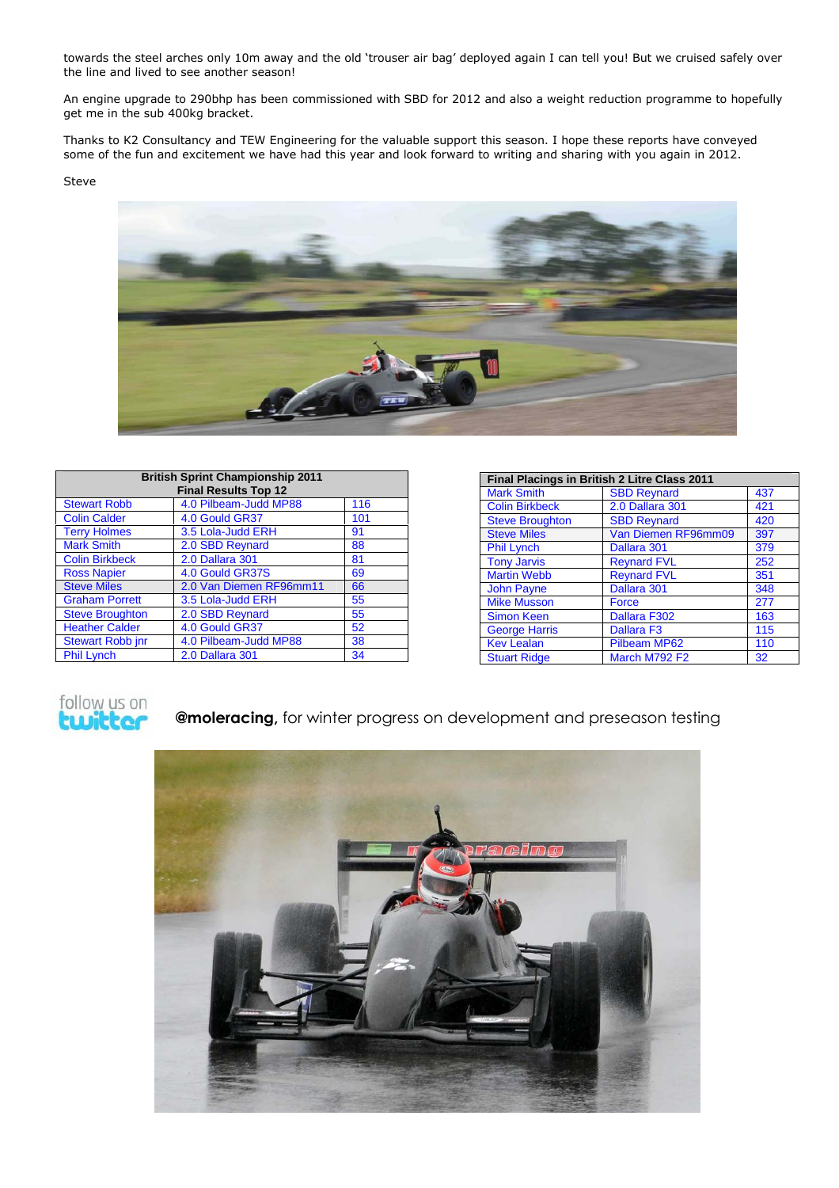towards the steel arches only 10m away and the old 'trouser air bag' deployed again I can tell you! But we cruised safely over the line and lived to see another season!

An engine upgrade to 290bhp has been commissioned with SBD for 2012 and also a weight reduction programme to hopefully get me in the sub 400kg bracket.

Thanks to K2 Consultancy and TEW Engineering for the valuable support this season. I hope these reports have conveyed some of the fun and excitement we have had this year and look forward to writing and sharing with you again in 2012.

Steve

| British Sprint Championship 2011 Final Results Top 12 | | |
|---|---|---|
| Stewart Robb | 4.0 Pilbeam-Judd MP88 | 116 |
| Colin Calder | 4.0 Gould GR37 | 101 |
| Terry Holmes | 3.5 Lola-Judd ERH | 91 |
| Mark Smith | 2.0 SBD Reynard | 88 |
| Colin Birkbeck | 2.0 Dallara 301 | 81 |
| Ross Napier | 4.0 Gould GR37S | 69 |
| Steve Miles | 2.0 Van Diemen RF96mm11 | 66 |
| Graham Porrett | 3.5 Lola-Judd ERH | 55 |
| Steve Broughton | 2.0 SBD Reynard | 55 |
| Heather Calder | 4.0 Gould GR37 | 52 |
| Stewart Robb jnr | 4.0 Pilbeam-Judd MP88 | 38 |
| Phil Lynch | 2.0 Dallara 301 | 34 |

| Final Placings in British 2 Litre Class 2011 | | |
|---|---|---|
| Mark Smith | SBD Reynard | 437 |
| Colin Birkbeck | 2.0 Dallara 301 | 421 |
| Steve Broughton | SBD Reynard | 420 |
| Steve Miles | Van Diemen RF96mm09 | 397 |
| Phil Lynch | Dallara 301 | 379 |
| Tony Jarvis | Reynard FVL | 252 |
| Martin Webb | Reynard FVL | 351 |
| John Payne | Dallara 301 | 348 |
| Mike Musson | Force | 277 |
| Simon Keen | Dallara F302 | 163 |
| George Harris | Dallara F3 | 115 |
| Kev Lealan | Pilbeam MP62 | 110 |
| Stuart Ridge | March M792 F2 | 32 |

follow us on twitter

**@moleracing**, for winter progress on development and preseason testing